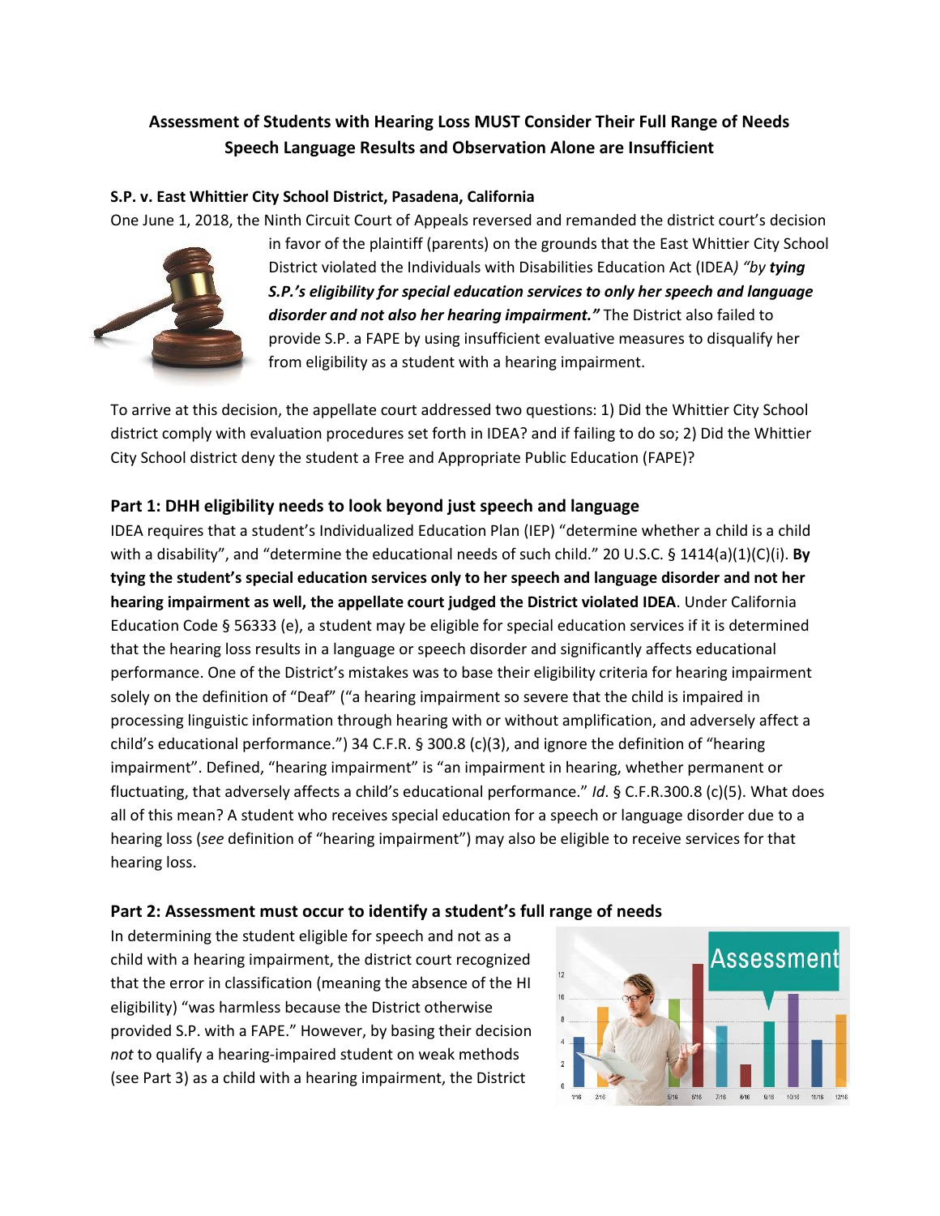**Assessment of Students with Hearing Loss MUST Consider Their Full Range of Needs**
**Speech Language Results and Observation Alone are Insufficient**

**S.P. v. East Whittier City School District, Pasadena, California**

One June 1, 2018, the Ninth Circuit Court of Appeals reversed and remanded the district court's decision in favor of the plaintiff (parents) on the grounds that the East Whittier City School District violated the Individuals with Disabilities Education Act (IDEA*) "by* ***tying S.P.'s eligibility for special education services to only her speech and language disorder and not also her hearing impairment."*** The District also failed to provide S.P. a FAPE by using insufficient evaluative measures to disqualify her from eligibility as a student with a hearing impairment.

To arrive at this decision, the appellate court addressed two questions: 1) Did the Whittier City School district comply with evaluation procedures set forth in IDEA? and if failing to do so; 2) Did the Whittier City School district deny the student a Free and Appropriate Public Education (FAPE)?

## Part 1: DHH eligibility needs to look beyond just speech and language

IDEA requires that a student's Individualized Education Plan (IEP) "determine whether a child is a child with a disability", and "determine the educational needs of such child." 20 U.S.C. § 1414(a)(1)(C)(i). **By tying the student's special education services only to her speech and language disorder and not her hearing impairment as well, the appellate court judged the District violated IDEA**. Under California Education Code § 56333 (e), a student may be eligible for special education services if it is determined that the hearing loss results in a language or speech disorder and significantly affects educational performance. One of the District's mistakes was to base their eligibility criteria for hearing impairment solely on the definition of "Deaf" ("a hearing impairment so severe that the child is impaired in processing linguistic information through hearing with or without amplification, and adversely affect a child's educational performance.") 34 C.F.R. § 300.8 (c)(3), and ignore the definition of "hearing impairment". Defined, "hearing impairment" is "an impairment in hearing, whether permanent or fluctuating, that adversely affects a child's educational performance." *Id*. § C.F.R.300.8 (c)(5). What does all of this mean? A student who receives special education for a speech or language disorder due to a hearing loss (*see* definition of "hearing impairment") may also be eligible to receive services for that hearing loss.

## Part 2: Assessment must occur to identify a student's full range of needs

In determining the student eligible for speech and not as a child with a hearing impairment, the district court recognized that the error in classification (meaning the absence of the HI eligibility) "was harmless because the District otherwise provided S.P. with a FAPE." However, by basing their decision *not* to qualify a hearing-impaired student on weak methods (see Part 3) as a child with a hearing impairment, the District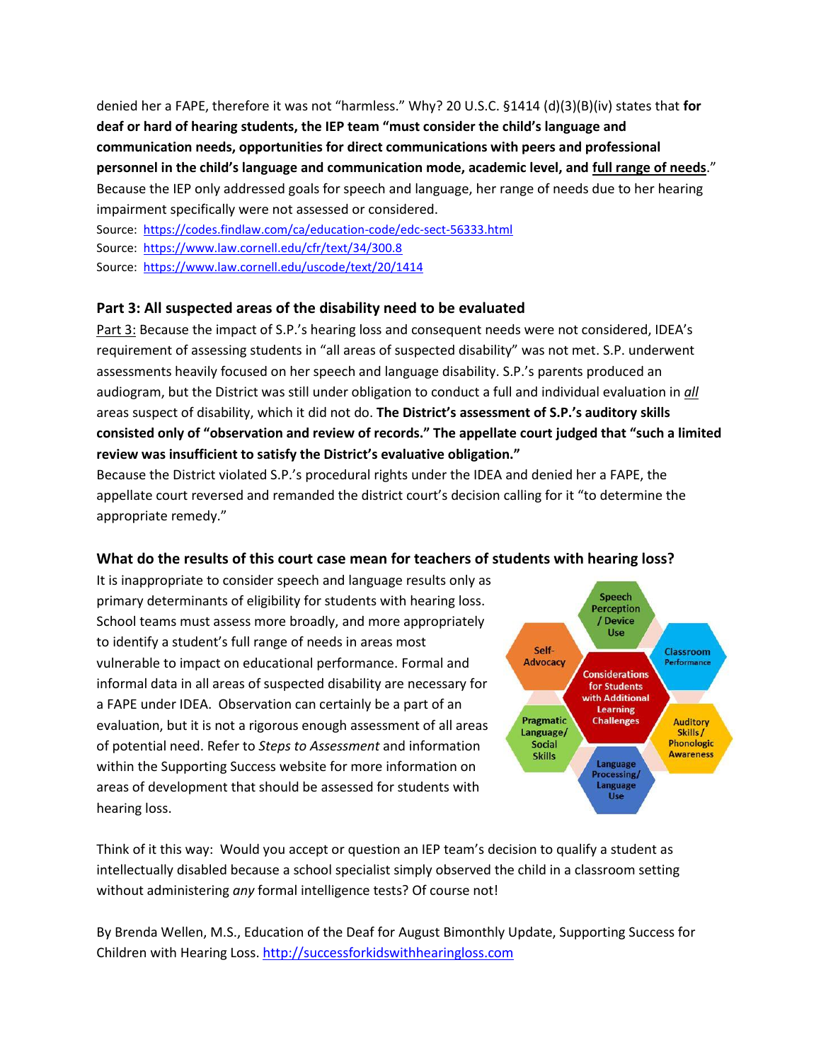denied her a FAPE, therefore it was not "harmless." Why? 20 U.S.C. §1414 (d)(3)(B)(iv) states that **for deaf or hard of hearing students, the IEP team "must consider the child's language and communication needs, opportunities for direct communications with peers and professional personnel in the child's language and communication mode, academic level, and full range of needs**."
Because the IEP only addressed goals for speech and language, her range of needs due to her hearing impairment specifically were not assessed or considered.

Source: https://codes.findlaw.com/ca/education-code/edc-sect-56333.html
Source: https://www.law.cornell.edu/cfr/text/34/300.8
Source: https://www.law.cornell.edu/uscode/text/20/1414

### Part 3: All suspected areas of the disability need to be evaluated

Part 3: Because the impact of S.P.'s hearing loss and consequent needs were not considered, IDEA's requirement of assessing students in "all areas of suspected disability" was not met. S.P. underwent assessments heavily focused on her speech and language disability. S.P.'s parents produced an audiogram, but the District was still under obligation to conduct a full and individual evaluation in ***all*** areas suspect of disability, which it did not do. **The District's assessment of S.P.'s auditory skills consisted only of "observation and review of records." The appellate court judged that "such a limited review was insufficient to satisfy the District's evaluative obligation."**
Because the District violated S.P.'s procedural rights under the IDEA and denied her a FAPE, the appellate court reversed and remanded the district court's decision calling for it "to determine the appropriate remedy."

### What do the results of this court case mean for teachers of students with hearing loss?

It is inappropriate to consider speech and language results only as primary determinants of eligibility for students with hearing loss. School teams must assess more broadly, and more appropriately to identify a student's full range of needs in areas most vulnerable to impact on educational performance. Formal and informal data in all areas of suspected disability are necessary for a FAPE under IDEA. Observation can certainly be a part of an evaluation, but it is not a rigorous enough assessment of all areas of potential need. Refer to *Steps to Assessment* and information within the Supporting Success website for more information on areas of development that should be assessed for students with hearing loss.

Considerations for Students with Additional Learning Challenges
Speech Perception / Device Use
Classroom Performance
Auditory Skills / Phonologic Awareness
Language Processing/ Language Use
Pragmatic Language/ Social Skills
Self-Advocacy

Think of it this way: Would you accept or question an IEP team's decision to qualify a student as intellectually disabled because a school specialist simply observed the child in a classroom setting without administering *any* formal intelligence tests? Of course not!

By Brenda Wellen, M.S., Education of the Deaf for August Bimonthly Update, Supporting Success for Children with Hearing Loss. http://successforkidswithhearingloss.com